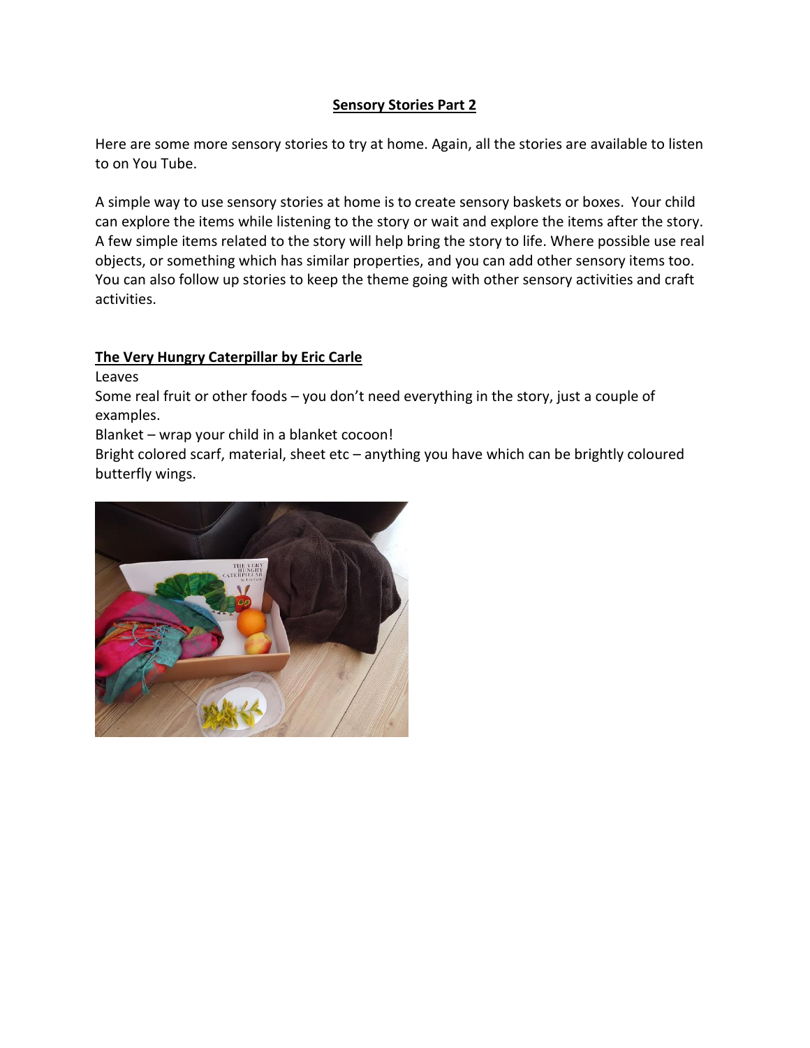# Sensory Stories Part 2

Here are some more sensory stories to try at home. Again, all the stories are available to listen to on You Tube.

A simple way to use sensory stories at home is to create sensory baskets or boxes. Your child can explore the items while listening to the story or wait and explore the items after the story. A few simple items related to the story will help bring the story to life. Where possible use real objects, or something which has similar properties, and you can add other sensory items too. You can also follow up stories to keep the theme going with other sensory activities and craft activities.

## The Very Hungry Caterpillar by Eric Carle

Leaves

Some real fruit or other foods – you don't need everything in the story, just a couple of examples.

Blanket – wrap your child in a blanket cocoon!

Bright colored scarf, material, sheet etc – anything you have which can be brightly coloured butterfly wings.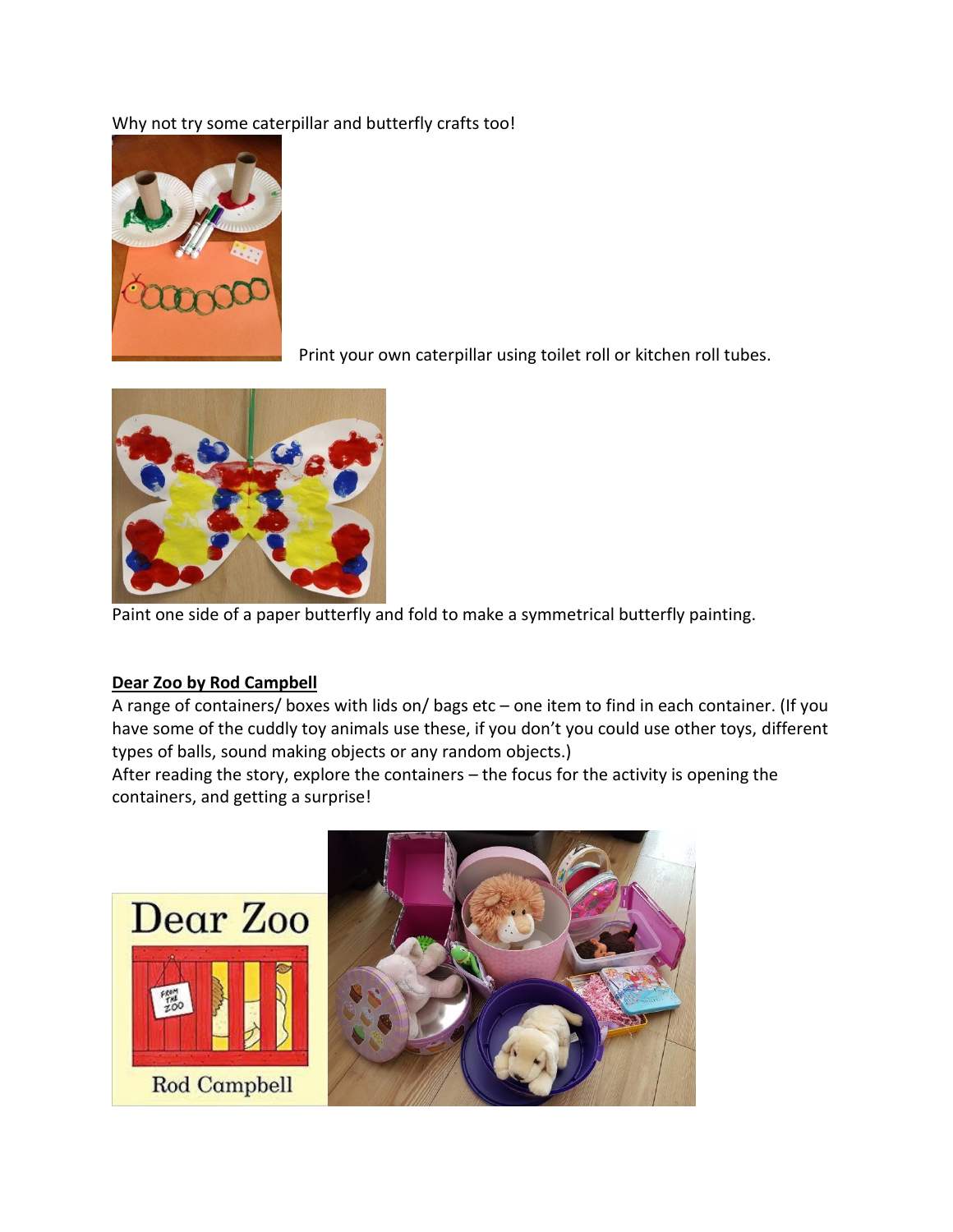Why not try some caterpillar and butterfly crafts too!

Print your own caterpillar using toilet roll or kitchen roll tubes.

Paint one side of a paper butterfly and fold to make a symmetrical butterfly painting.

**<u>Dear Zoo by Rod Campbell</u>**

A range of containers/ boxes with lids on/ bags etc – one item to find in each container. (If you have some of the cuddly toy animals use these, if you don't you could use other toys, different types of balls, sound making objects or any random objects.)

After reading the story, explore the containers – the focus for the activity is opening the containers, and getting a surprise!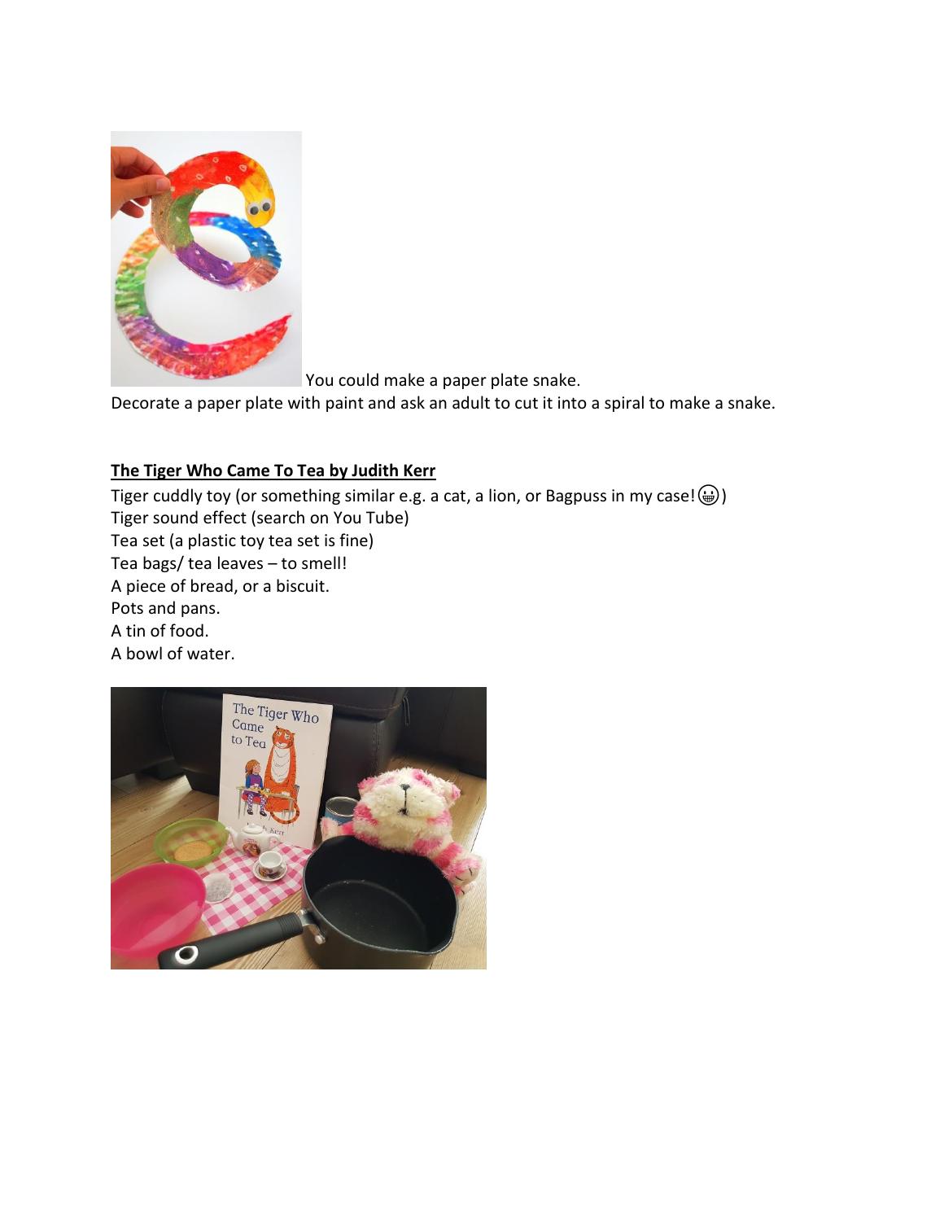You could make a paper plate snake.

Decorate a paper plate with paint and ask an adult to cut it into a spiral to make a snake.

**<u>The Tiger Who Came To Tea by Judith Kerr</u>**

Tiger cuddly toy (or something similar e.g. a cat, a lion, or Bagpuss in my case! 😁)
Tiger sound effect (search on You Tube)
Tea set (a plastic toy tea set is fine)
Tea bags/ tea leaves – to smell!
A piece of bread, or a biscuit.
Pots and pans.
A tin of food.
A bowl of water.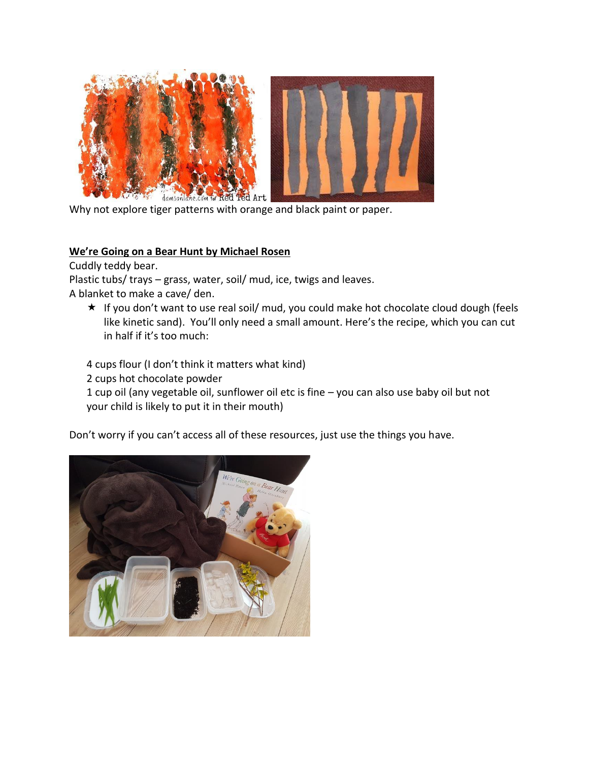Why not explore tiger patterns with orange and black paint or paper.

**<u>We're Going on a Bear Hunt by Michael Rosen</u>**

Cuddly teddy bear.
Plastic tubs/ trays – grass, water, soil/ mud, ice, twigs and leaves.
A blanket to make a cave/ den.

- ★ If you don't want to use real soil/ mud, you could make hot chocolate cloud dough (feels like kinetic sand). You'll only need a small amount. Here's the recipe, which you can cut in half if it's too much:

4 cups flour (I don't think it matters what kind)
2 cups hot chocolate powder
1 cup oil (any vegetable oil, sunflower oil etc is fine – you can also use baby oil but not your child is likely to put it in their mouth)

Don't worry if you can't access all of these resources, just use the things you have.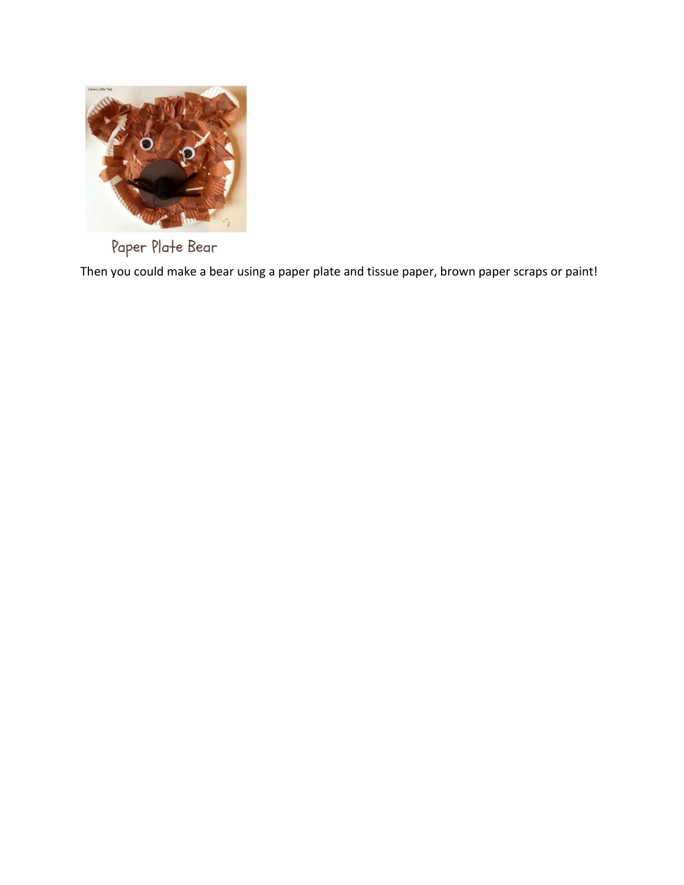Paper Plate Bear

Then you could make a bear using a paper plate and tissue paper, brown paper scraps or paint!